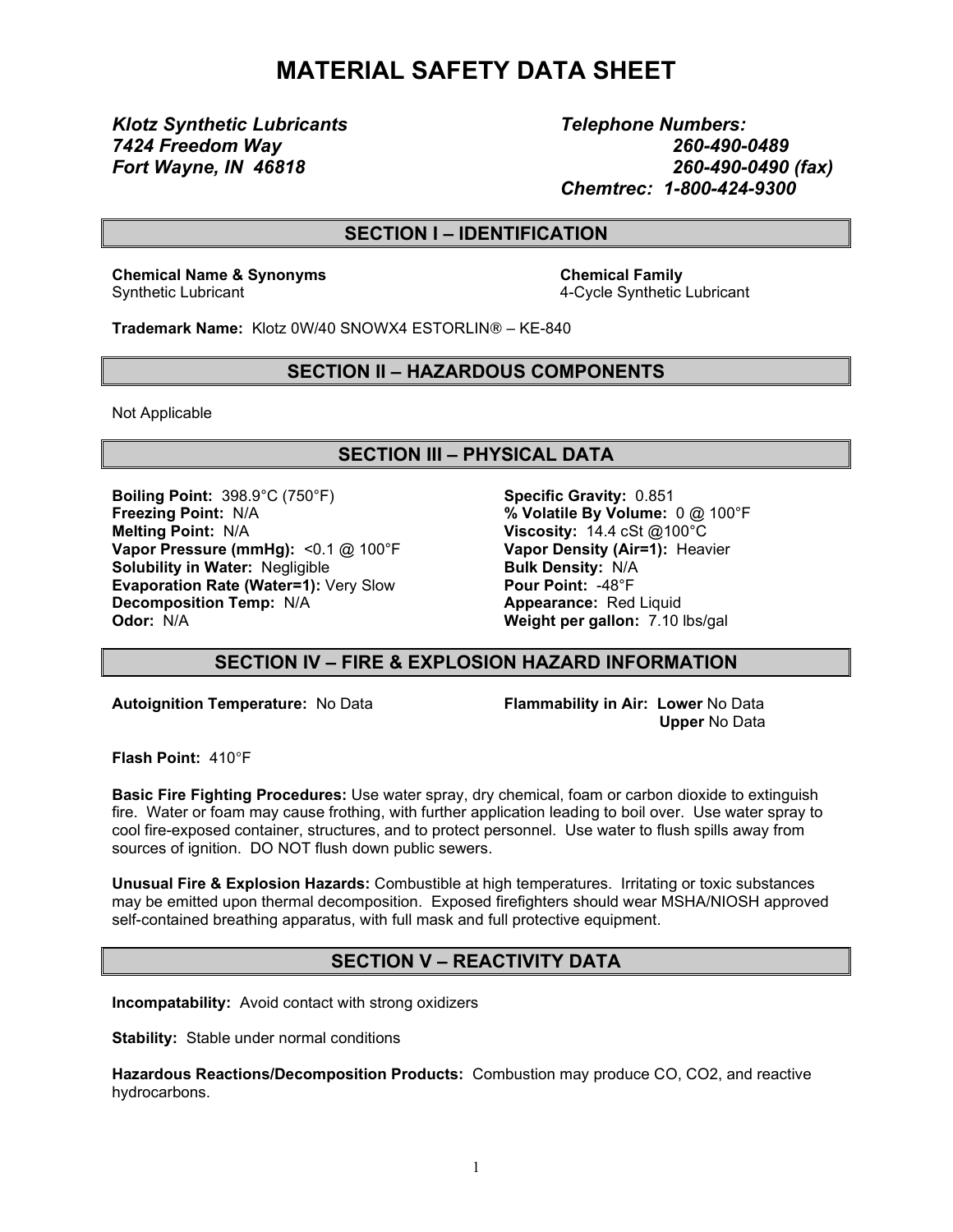# MATERIAL SAFETY DATA SHEET

*Klotz Synthetic Lubricants*
*7424 Freedom Way*
*Fort Wayne, IN 46818*

*Telephone Numbers:*
*260-490-0489*
*260-490-0490 (fax)*
*Chemtrec: 1-800-424-9300*

## SECTION I – IDENTIFICATION

**Chemical Name & Synonyms**
Synthetic Lubricant

**Chemical Family**
4-Cycle Synthetic Lubricant

**Trademark Name:** Klotz 0W/40 SNOWX4 ESTORLIN® – KE-840

## SECTION II – HAZARDOUS COMPONENTS

Not Applicable

## SECTION III – PHYSICAL DATA

**Boiling Point:** 398.9°C (750°F)
**Freezing Point:** N/A
**Melting Point:** N/A
**Vapor Pressure (mmHg):** <0.1 @ 100°F
**Solubility in Water:** Negligible
**Evaporation Rate (Water=1):** Very Slow
**Decomposition Temp:** N/A
**Odor:** N/A

**Specific Gravity:** 0.851
**% Volatile By Volume:** 0 @ 100°F
**Viscosity:** 14.4 cSt @100°C
**Vapor Density (Air=1):** Heavier
**Bulk Density:** N/A
**Pour Point:** -48°F
**Appearance:** Red Liquid
**Weight per gallon:** 7.10 lbs/gal

## SECTION IV – FIRE & EXPLOSION HAZARD INFORMATION

**Autoignition Temperature:** No Data

**Flammability in Air: Lower** No Data
**Upper** No Data

**Flash Point:** 410°F

**Basic Fire Fighting Procedures:** Use water spray, dry chemical, foam or carbon dioxide to extinguish fire. Water or foam may cause frothing, with further application leading to boil over. Use water spray to cool fire-exposed container, structures, and to protect personnel. Use water to flush spills away from sources of ignition. DO NOT flush down public sewers.

**Unusual Fire & Explosion Hazards:** Combustible at high temperatures. Irritating or toxic substances may be emitted upon thermal decomposition. Exposed firefighters should wear MSHA/NIOSH approved self-contained breathing apparatus, with full mask and full protective equipment.

## SECTION V – REACTIVITY DATA

**Incompatability:** Avoid contact with strong oxidizers

**Stability:** Stable under normal conditions

**Hazardous Reactions/Decomposition Products:** Combustion may produce CO, $CO_2$, and reactive hydrocarbons.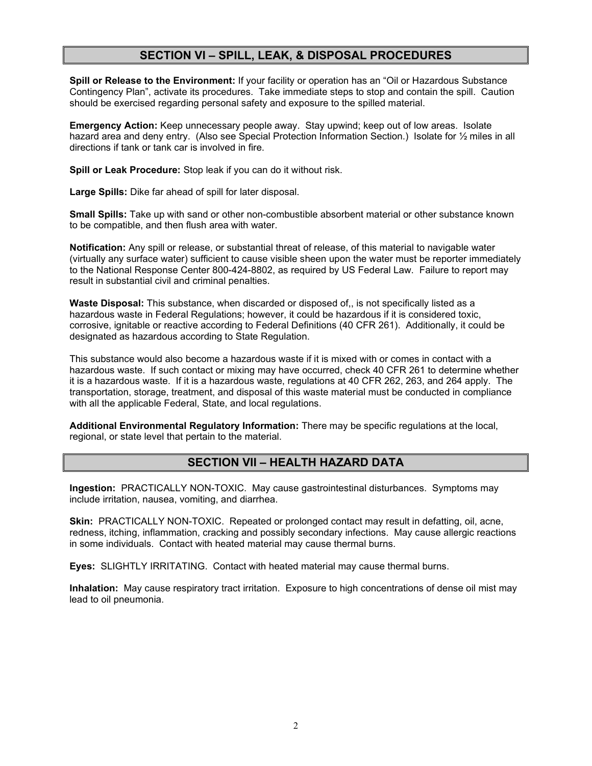## SECTION VI – SPILL, LEAK, & DISPOSAL PROCEDURES

**Spill or Release to the Environment:** If your facility or operation has an "Oil or Hazardous Substance Contingency Plan", activate its procedures. Take immediate steps to stop and contain the spill. Caution should be exercised regarding personal safety and exposure to the spilled material.

**Emergency Action:** Keep unnecessary people away. Stay upwind; keep out of low areas. Isolate hazard area and deny entry. (Also see Special Protection Information Section.) Isolate for ½ miles in all directions if tank or tank car is involved in fire.

**Spill or Leak Procedure:** Stop leak if you can do it without risk.

**Large Spills:** Dike far ahead of spill for later disposal.

**Small Spills:** Take up with sand or other non-combustible absorbent material or other substance known to be compatible, and then flush area with water.

**Notification:** Any spill or release, or substantial threat of release, of this material to navigable water (virtually any surface water) sufficient to cause visible sheen upon the water must be reporter immediately to the National Response Center 800-424-8802, as required by US Federal Law. Failure to report may result in substantial civil and criminal penalties.

**Waste Disposal:** This substance, when discarded or disposed of,, is not specifically listed as a hazardous waste in Federal Regulations; however, it could be hazardous if it is considered toxic, corrosive, ignitable or reactive according to Federal Definitions (40 CFR 261). Additionally, it could be designated as hazardous according to State Regulation.

This substance would also become a hazardous waste if it is mixed with or comes in contact with a hazardous waste. If such contact or mixing may have occurred, check 40 CFR 261 to determine whether it is a hazardous waste. If it is a hazardous waste, regulations at 40 CFR 262, 263, and 264 apply. The transportation, storage, treatment, and disposal of this waste material must be conducted in compliance with all the applicable Federal, State, and local regulations.

**Additional Environmental Regulatory Information:** There may be specific regulations at the local, regional, or state level that pertain to the material.

## SECTION VII – HEALTH HAZARD DATA

**Ingestion:** PRACTICALLY NON-TOXIC. May cause gastrointestinal disturbances. Symptoms may include irritation, nausea, vomiting, and diarrhea.

**Skin:** PRACTICALLY NON-TOXIC. Repeated or prolonged contact may result in defatting, oil, acne, redness, itching, inflammation, cracking and possibly secondary infections. May cause allergic reactions in some individuals. Contact with heated material may cause thermal burns.

**Eyes:** SLIGHTLY IRRITATING. Contact with heated material may cause thermal burns.

**Inhalation:** May cause respiratory tract irritation. Exposure to high concentrations of dense oil mist may lead to oil pneumonia.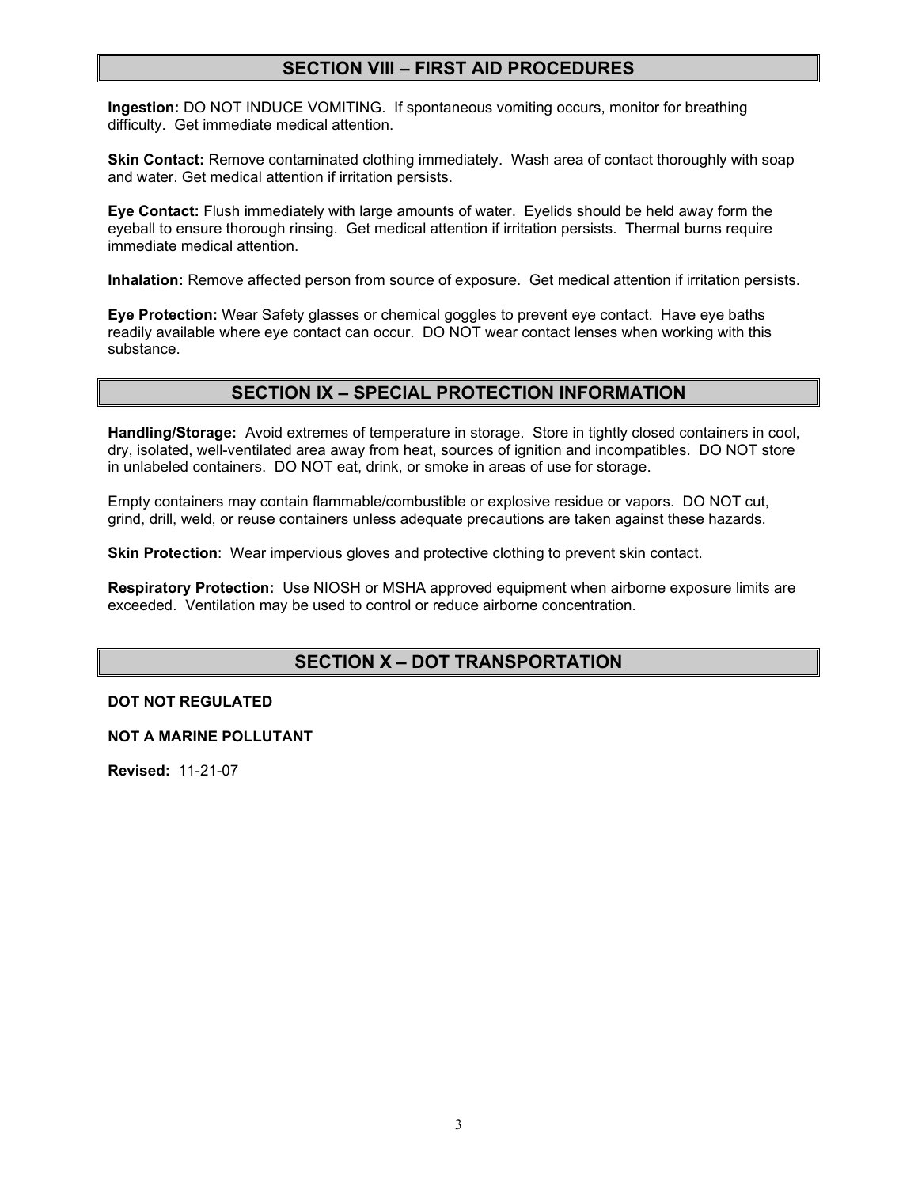## SECTION VIII – FIRST AID PROCEDURES

**Ingestion:** DO NOT INDUCE VOMITING. If spontaneous vomiting occurs, monitor for breathing difficulty. Get immediate medical attention.

**Skin Contact:** Remove contaminated clothing immediately. Wash area of contact thoroughly with soap and water. Get medical attention if irritation persists.

**Eye Contact:** Flush immediately with large amounts of water. Eyelids should be held away form the eyeball to ensure thorough rinsing. Get medical attention if irritation persists. Thermal burns require immediate medical attention.

**Inhalation:** Remove affected person from source of exposure. Get medical attention if irritation persists.

**Eye Protection:** Wear Safety glasses or chemical goggles to prevent eye contact. Have eye baths readily available where eye contact can occur. DO NOT wear contact lenses when working with this substance.

## SECTION IX – SPECIAL PROTECTION INFORMATION

**Handling/Storage:** Avoid extremes of temperature in storage. Store in tightly closed containers in cool, dry, isolated, well-ventilated area away from heat, sources of ignition and incompatibles. DO NOT store in unlabeled containers. DO NOT eat, drink, or smoke in areas of use for storage.

Empty containers may contain flammable/combustible or explosive residue or vapors. DO NOT cut, grind, drill, weld, or reuse containers unless adequate precautions are taken against these hazards.

**Skin Protection**: Wear impervious gloves and protective clothing to prevent skin contact.

**Respiratory Protection:** Use NIOSH or MSHA approved equipment when airborne exposure limits are exceeded. Ventilation may be used to control or reduce airborne concentration.

## SECTION X – DOT TRANSPORTATION

**DOT NOT REGULATED**

**NOT A MARINE POLLUTANT**

**Revised:** 11-21-07